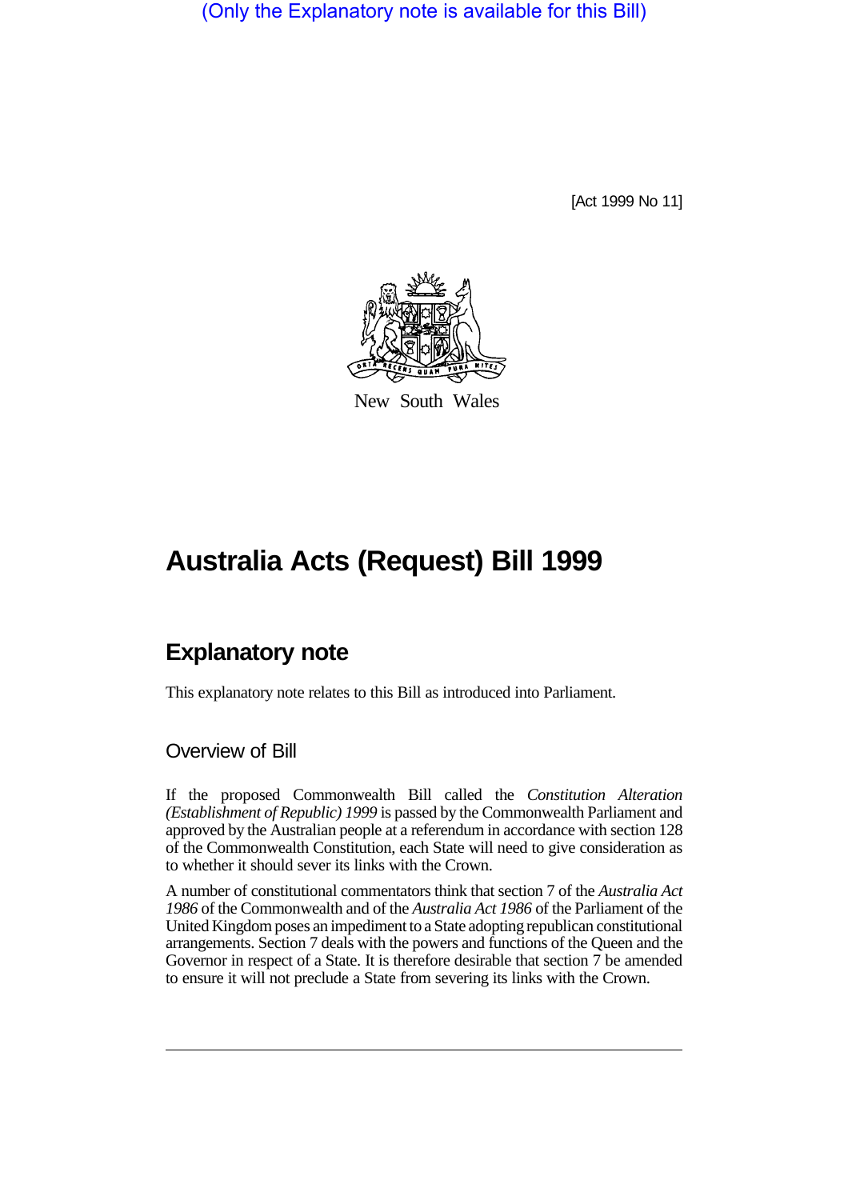(Only the Explanatory note is available for this Bill)

[Act 1999 No 11]

New South Wales

# Australia Acts (Request) Bill 1999

## Explanatory note

This explanatory note relates to this Bill as introduced into Parliament.

### Overview of Bill

If the proposed Commonwealth Bill called the *Constitution Alteration (Establishment of Republic) 1999* is passed by the Commonwealth Parliament and approved by the Australian people at a referendum in accordance with section 128 of the Commonwealth Constitution, each State will need to give consideration as to whether it should sever its links with the Crown.

A number of constitutional commentators think that section 7 of the *Australia Act 1986* of the Commonwealth and of the *Australia Act 1986* of the Parliament of the United Kingdom poses an impediment to a State adopting republican constitutional arrangements. Section 7 deals with the powers and functions of the Queen and the Governor in respect of a State. It is therefore desirable that section 7 be amended to ensure it will not preclude a State from severing its links with the Crown.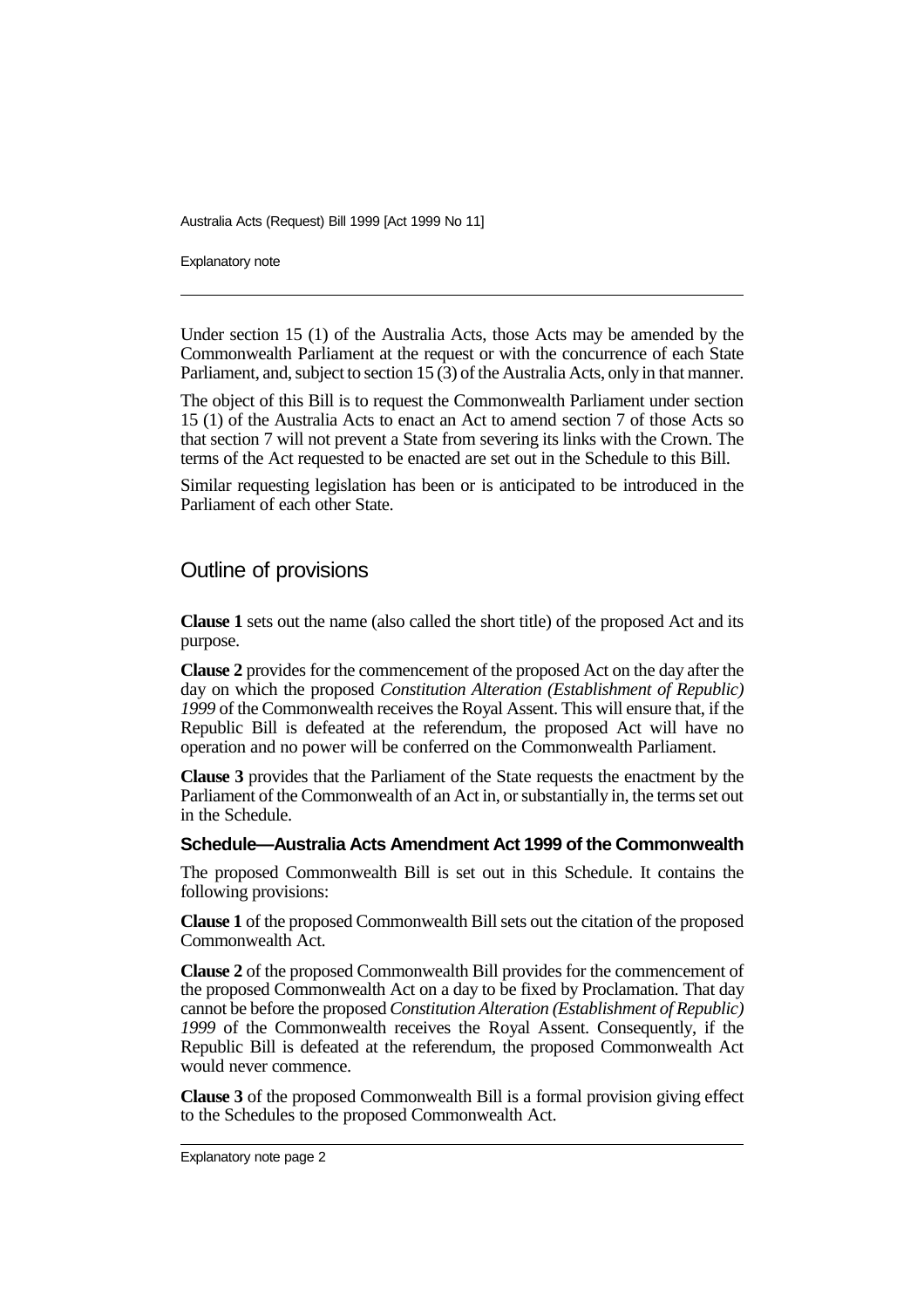Under section 15 (1) of the Australia Acts, those Acts may be amended by the Commonwealth Parliament at the request or with the concurrence of each State Parliament, and, subject to section 15 (3) of the Australia Acts, only in that manner.

The object of this Bill is to request the Commonwealth Parliament under section 15 (1) of the Australia Acts to enact an Act to amend section 7 of those Acts so that section 7 will not prevent a State from severing its links with the Crown. The terms of the Act requested to be enacted are set out in the Schedule to this Bill.

Similar requesting legislation has been or is anticipated to be introduced in the Parliament of each other State.

## Outline of provisions

**Clause 1** sets out the name (also called the short title) of the proposed Act and its purpose.

**Clause 2** provides for the commencement of the proposed Act on the day after the day on which the proposed *Constitution Alteration (Establishment of Republic) 1999* of the Commonwealth receives the Royal Assent. This will ensure that, if the Republic Bill is defeated at the referendum, the proposed Act will have no operation and no power will be conferred on the Commonwealth Parliament.

**Clause 3** provides that the Parliament of the State requests the enactment by the Parliament of the Commonwealth of an Act in, or substantially in, the terms set out in the Schedule.

### Schedule—Australia Acts Amendment Act 1999 of the Commonwealth

The proposed Commonwealth Bill is set out in this Schedule. It contains the following provisions:

**Clause 1** of the proposed Commonwealth Bill sets out the citation of the proposed Commonwealth Act.

**Clause 2** of the proposed Commonwealth Bill provides for the commencement of the proposed Commonwealth Act on a day to be fixed by Proclamation. That day cannot be before the proposed *Constitution Alteration (Establishment of Republic) 1999* of the Commonwealth receives the Royal Assent. Consequently, if the Republic Bill is defeated at the referendum, the proposed Commonwealth Act would never commence.

**Clause 3** of the proposed Commonwealth Bill is a formal provision giving effect to the Schedules to the proposed Commonwealth Act.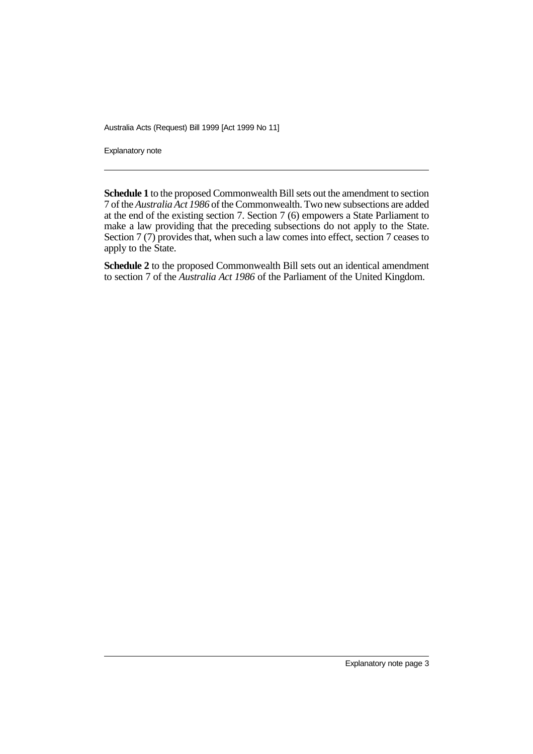**Schedule 1** to the proposed Commonwealth Bill sets out the amendment to section 7 of the *Australia Act 1986* of the Commonwealth. Two new subsections are added at the end of the existing section 7. Section 7 (6) empowers a State Parliament to make a law providing that the preceding subsections do not apply to the State. Section 7 (7) provides that, when such a law comes into effect, section 7 ceases to apply to the State.

**Schedule 2** to the proposed Commonwealth Bill sets out an identical amendment to section 7 of the *Australia Act 1986* of the Parliament of the United Kingdom.